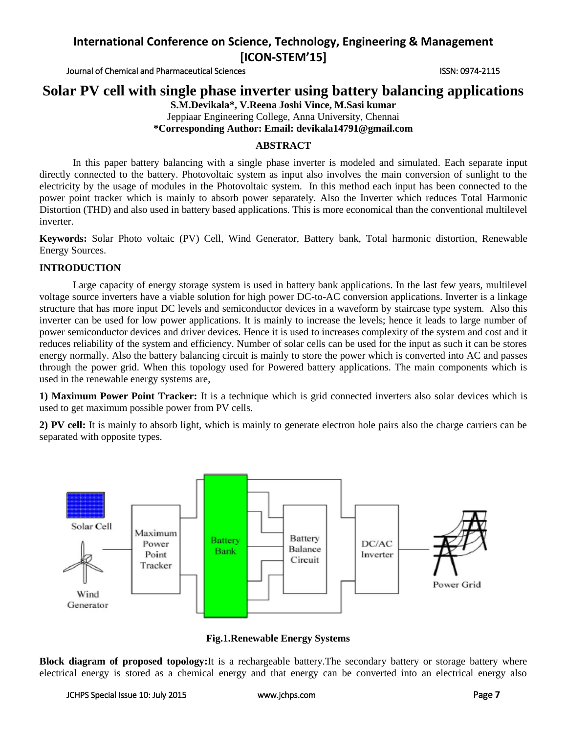# Solar PV cell with single phase inverter using battery balancing applications

**S.M.Devikala\*, V.Reena Joshi Vince, M.Sasi kumar**

Jeppiaar Engineering College, Anna University, Chennai

**\*Corresponding Author: Email: devikala14791@gmail.com**

## ABSTRACT

In this paper battery balancing with a single phase inverter is modeled and simulated. Each separate input directly connected to the battery. Photovoltaic system as input also involves the main conversion of sunlight to the electricity by the usage of modules in the Photovoltaic system. In this method each input has been connected to the power point tracker which is mainly to absorb power separately. Also the Inverter which reduces Total Harmonic Distortion (THD) and also used in battery based applications. This is more economical than the conventional multilevel inverter.

**Keywords:** Solar Photo voltaic (PV) Cell, Wind Generator, Battery bank, Total harmonic distortion, Renewable Energy Sources.

## INTRODUCTION

Large capacity of energy storage system is used in battery bank applications. In the last few years, multilevel voltage source inverters have a viable solution for high power DC-to-AC conversion applications. Inverter is a linkage structure that has more input DC levels and semiconductor devices in a waveform by staircase type system. Also this inverter can be used for low power applications. It is mainly to increase the levels; hence it leads to large number of power semiconductor devices and driver devices. Hence it is used to increases complexity of the system and cost and it reduces reliability of the system and efficiency. Number of solar cells can be used for the input as such it can be stores energy normally. Also the battery balancing circuit is mainly to store the power which is converted into AC and passes through the power grid. When this topology used for Powered battery applications. The main components which is used in the renewable energy systems are,

**1) Maximum Power Point Tracker:** It is a technique which is grid connected inverters also solar devices which is used to get maximum possible power from PV cells.

**2) PV cell:** It is mainly to absorb light, which is mainly to generate electron hole pairs also the charge carriers can be separated with opposite types.

Solar Cell | Wind Generator | Maximum Power Point Tracker | Battery Bank | Battery Balance Circuit | DC/AC Inverter | Power Grid

**Fig.1.Renewable Energy Systems**

**Block diagram of proposed topology:**It is a rechargeable battery.The secondary battery or storage battery where electrical energy is stored as a chemical energy and that energy can be converted into an electrical energy also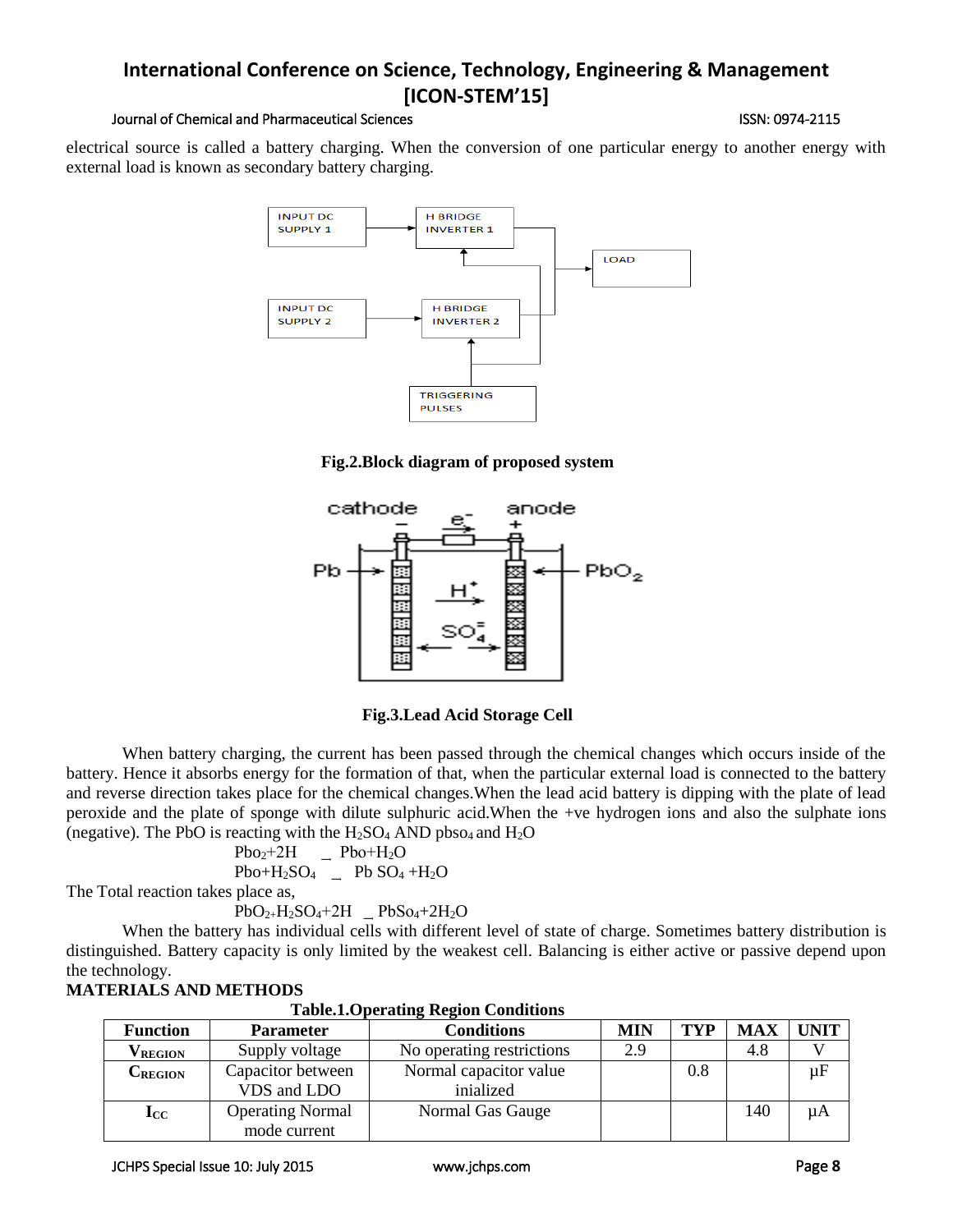electrical source is called a battery charging. When the conversion of one particular energy to another energy with external load is known as secondary battery charging.

**Fig.2.Block diagram of proposed system**

**Fig.3.Lead Acid Storage Cell**

When battery charging, the current has been passed through the chemical changes which occurs inside of the battery. Hence it absorbs energy for the formation of that, when the particular external load is connected to the battery and reverse direction takes place for the chemical changes.When the lead acid battery is dipping with the plate of lead peroxide and the plate of sponge with dilute sulphuric acid.When the +ve hydrogen ions and also the sulphate ions (negative). The PbO is reacting with the $H_2SO_4$ AND $pbso_4$ and $H_2O$

$$Pbo_2+2H \_ Pbo+H_2O$$

$$Pbo+H_2SO_4 \_ Pb\ SO_4 +H_2O$$

The Total reaction takes place as,

$$PbO_2+H_2SO_4+2H \_ PbSo_4+2H_2O$$

When the battery has individual cells with different level of state of charge. Sometimes battery distribution is distinguished. Battery capacity is only limited by the weakest cell. Balancing is either active or passive depend upon the technology.

## MATERIALS AND METHODS

**Table.1.Operating Region Conditions**

| Function | Parameter | Conditions | MIN | TYP | MAX | UNIT |
|---|---|---|---|---|---|---|
| $V_{REGION}$ | Supply voltage | No operating restrictions | 2.9 | | 4.8 | V |
| $C_{REGION}$ | Capacitor between VDS and LDO | Normal capacitor value inialized | | 0.8 | | µF |
| $I_{CC}$ | Operating Normal mode current | Normal Gas Gauge | | | 140 | µA |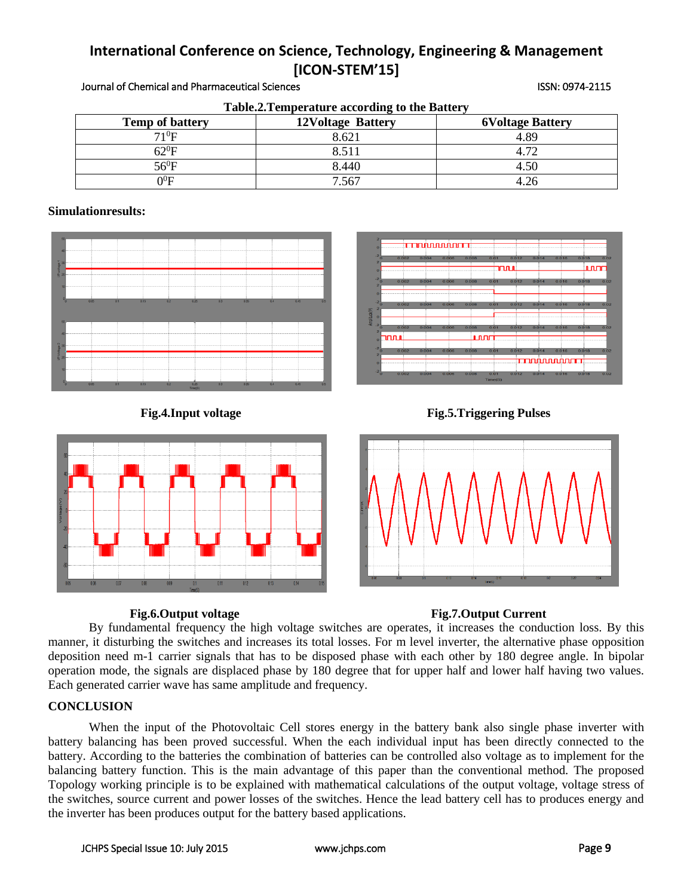Table.2.Temperature according to the Battery

| Temp of battery | 12Voltage Battery | 6Voltage Battery |
|---|---|---|
| $71^0F$ | 8.621 | 4.89 |
| $62^0F$ | 8.511 | 4.72 |
| $56^0F$ | 8.440 | 4.50 |
| $0^0F$ | 7.567 | 4.26 |

**Simulationresults:**

**Fig.4.Input voltage**

**Fig.5.Triggering Pulses**

**Fig.6.Output voltage**

**Fig.7.Output Current**

By fundamental frequency the high voltage switches are operates, it increases the conduction loss. By this manner, it disturbing the switches and increases its total losses. For m level inverter, the alternative phase opposition deposition need m-1 carrier signals that has to be disposed phase with each other by 180 degree angle. In bipolar operation mode, the signals are displaced phase by 180 degree that for upper half and lower half having two values. Each generated carrier wave has same amplitude and frequency.

## CONCLUSION

When the input of the Photovoltaic Cell stores energy in the battery bank also single phase inverter with battery balancing has been proved successful. When the each individual input has been directly connected to the battery. According to the batteries the combination of batteries can be controlled also voltage as to implement for the balancing battery function. This is the main advantage of this paper than the conventional method. The proposed Topology working principle is to be explained with mathematical calculations of the output voltage, voltage stress of the switches, source current and power losses of the switches. Hence the lead battery cell has to produces energy and the inverter has been produces output for the battery based applications.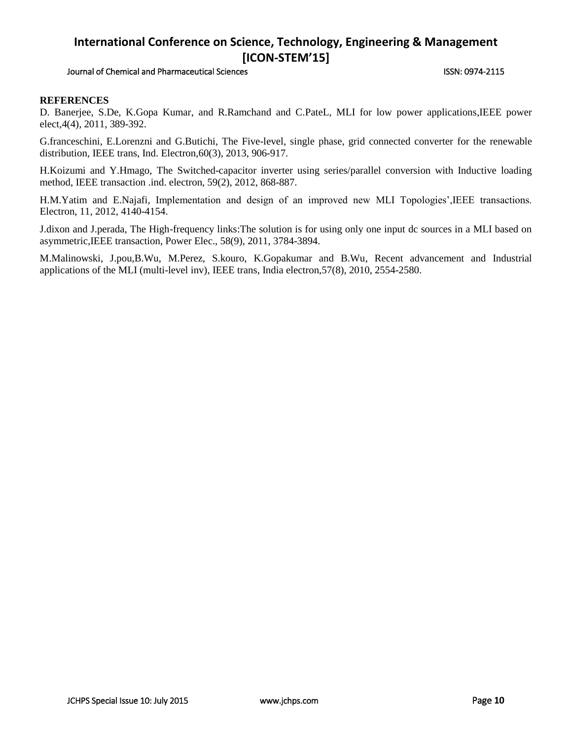**REFERENCES**

D. Banerjee, S.De, K.Gopa Kumar, and R.Ramchand and C.PateL, MLI for low power applications,IEEE power elect,4(4), 2011, 389-392.

G.franceschini, E.Lorenzni and G.Butichi, The Five-level, single phase, grid connected converter for the renewable distribution, IEEE trans, Ind. Electron,60(3), 2013, 906-917.

H.Koizumi and Y.Hmago, The Switched-capacitor inverter using series/parallel conversion with Inductive loading method, IEEE transaction .ind. electron, 59(2), 2012, 868-887.

H.M.Yatim and E.Najafi, Implementation and design of an improved new MLI Topologies',IEEE transactions. Electron, 11, 2012, 4140-4154.

J.dixon and J.perada, The High-frequency links:The solution is for using only one input dc sources in a MLI based on asymmetric,IEEE transaction, Power Elec., 58(9), 2011, 3784-3894.

M.Malinowski, J.pou,B.Wu, M.Perez, S.kouro, K.Gopakumar and B.Wu, Recent advancement and Industrial applications of the MLI (multi-level inv), IEEE trans, India electron,57(8), 2010, 2554-2580.